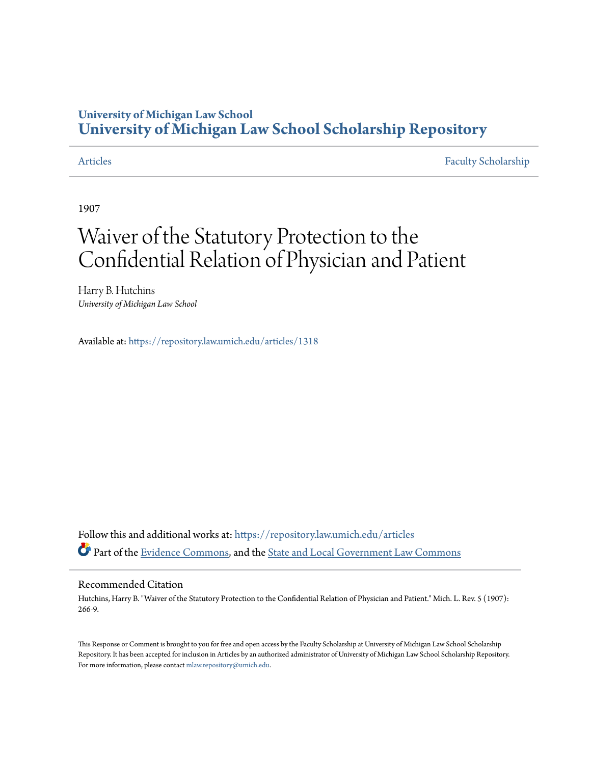# University of Michigan Law School
# University of Michigan Law School Scholarship Repository

Articles | Faculty Scholarship

1907

# Waiver of the Statutory Protection to the Confidential Relation of Physician and Patient

Harry B. Hutchins
*University of Michigan Law School*

Available at: https://repository.law.umich.edu/articles/1318

Follow this and additional works at: https://repository.law.umich.edu/articles

Part of the Evidence Commons, and the State and Local Government Law Commons

## Recommended Citation

Hutchins, Harry B. "Waiver of the Statutory Protection to the Confidential Relation of Physician and Patient." Mich. L. Rev. 5 (1907): 266-9.

This Response or Comment is brought to you for free and open access by the Faculty Scholarship at University of Michigan Law School Scholarship Repository. It has been accepted for inclusion in Articles by an authorized administrator of University of Michigan Law School Scholarship Repository. For more information, please contact mlaw.repository@umich.edu.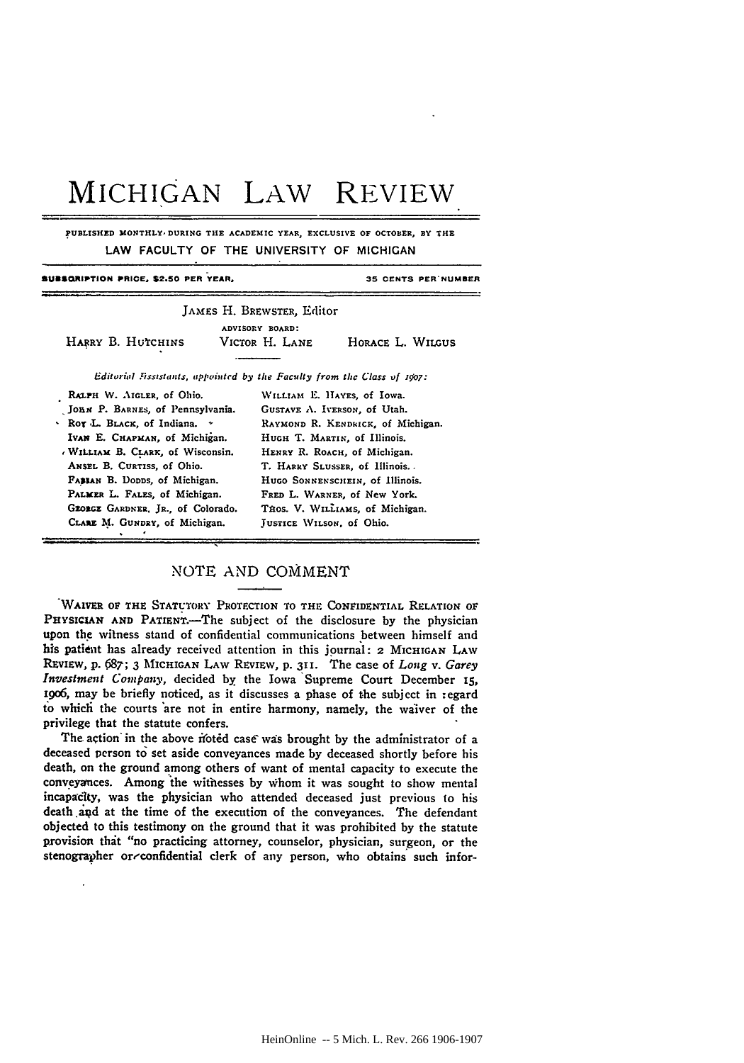# MICHIGAN LAW REVIEW

PUBLISHED MONTHLY DURING THE ACADEMIC YEAR, EXCLUSIVE OF OCTOBER, BY THE
LAW FACULTY OF THE UNIVERSITY OF MICHIGAN

SUBSCRIPTION PRICE, $2.50 PER YEAR. 35 CENTS PER NUMBER

JAMES H. BREWSTER, Editor

ADVISORY BOARD:

HARRY B. HUTCHINS VICTOR H. LANE HORACE L. WILGUS

*Editorial Assistants, appointed by the Faculty from the Class of 1907:*

RALPH W. AIGLER, of Ohio.
JOHN P. BARNES, of Pennsylvania.
ROY L. BLACK, of Indiana.
IVAN E. CHAPMAN, of Michigan.
WILLIAM B. CLARK, of Wisconsin.
ANSEL B. CURTISS, of Ohio.
FABIAN B. DODDS, of Michigan.
PALMER L. FALES, of Michigan.
GEORGE GARDNER, JR., of Colorado.
CLARE M. GUNDRY, of Michigan.
WILLIAM E. HAYES, of Iowa.
GUSTAVE A. IVERSON, of Utah.
RAYMOND R. KENDRICK, of Michigan.
HUGH T. MARTIN, of Illinois.
HENRY R. ROACH, of Michigan.
T. HARRY SLUSSER, of Illinois.
HUGO SONNENSCHEIN, of Illinois.
FRED L. WARNER, of New York.
THOS. V. WILLIAMS, of Michigan.
JUSTICE WILSON, of Ohio.

## NOTE AND COMMENT

WAIVER OF THE STATUTORY PROTECTION TO THE CONFIDENTIAL RELATION OF PHYSICIAN AND PATIENT.—The subject of the disclosure by the physician upon the witness stand of confidential communications between himself and his patient has already received attention in this journal: 2 MICHIGAN LAW REVIEW, p. 687; 3 MICHIGAN LAW REVIEW, p. 311. The case of *Long* v. *Garey Investment Company*, decided by the Iowa Supreme Court December 15, 1906, may be briefly noticed, as it discusses a phase of the subject in regard to which the courts are not in entire harmony, namely, the waiver of the privilege that the statute confers.

The action in the above noted case was brought by the administrator of a deceased person to set aside conveyances made by deceased shortly before his death, on the ground among others of want of mental capacity to execute the conveyances. Among the witnesses by whom it was sought to show mental incapacity, was the physician who attended deceased just previous to his death and at the time of the execution of the conveyances. The defendant objected to this testimony on the ground that it was prohibited by the statute provision that "no practicing attorney, counselor, physician, surgeon, or the stenographer or confidential clerk of any person, who obtains such infor-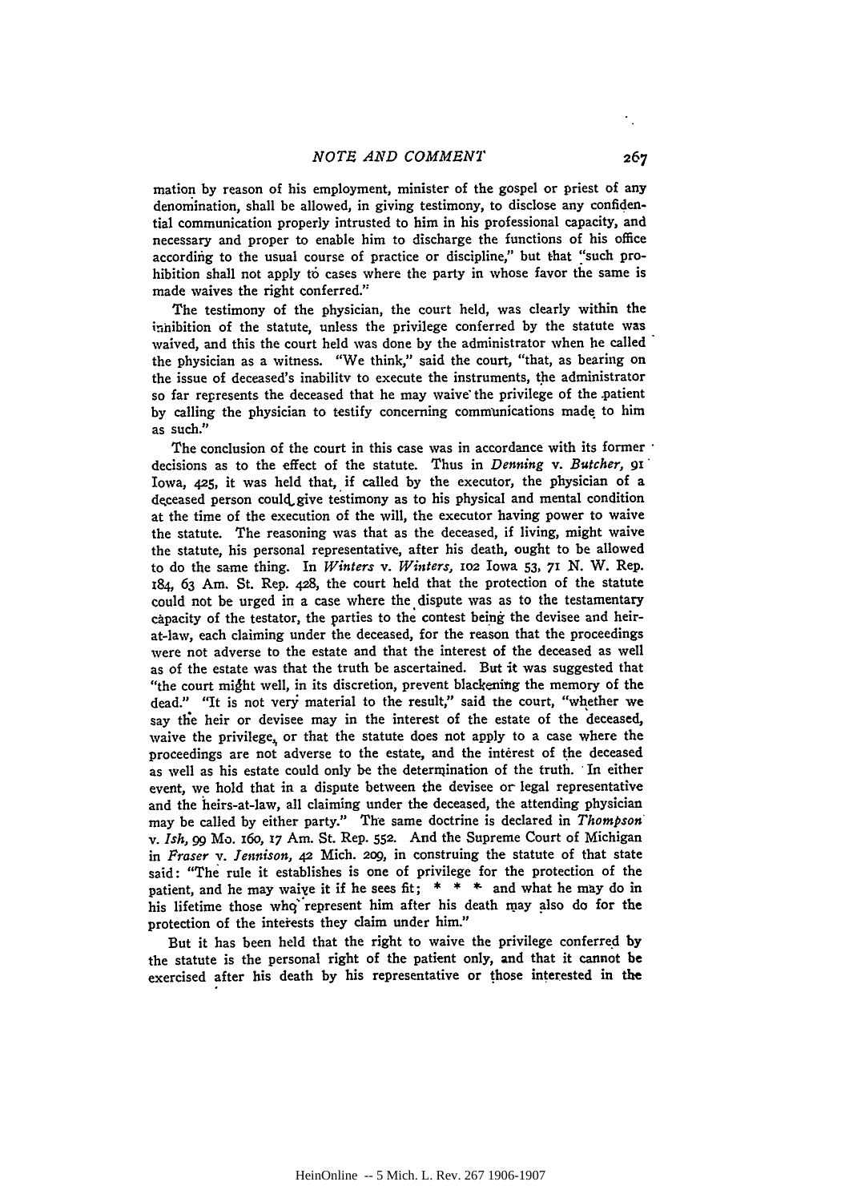mation by reason of his employment, minister of the gospel or priest of any denomination, shall be allowed, in giving testimony, to disclose any confidential communication properly intrusted to him in his professional capacity, and necessary and proper to enable him to discharge the functions of his office according to the usual course of practice or discipline," but that "such prohibition shall not apply to cases where the party in whose favor the same is made waives the right conferred."

The testimony of the physician, the court held, was clearly within the inhibition of the statute, unless the privilege conferred by the statute was waived, and this the court held was done by the administrator when he called the physician as a witness. "We think," said the court, "that, as bearing on the issue of deceased's inability to execute the instruments, the administrator so far represents the deceased that he may waive the privilege of the patient by calling the physician to testify concerning communications made to him as such."

The conclusion of the court in this case was in accordance with its former decisions as to the effect of the statute. Thus in *Denning* v. *Butcher*, 91 Iowa, 425, it was held that, if called by the executor, the physician of a deceased person could give testimony as to his physical and mental condition at the time of the execution of the will, the executor having power to waive the statute. The reasoning was that as the deceased, if living, might waive the statute, his personal representative, after his death, ought to be allowed to do the same thing. In *Winters* v. *Winters*, 102 Iowa 53, 71 N. W. Rep. 184, 63 Am. St. Rep. 428, the court held that the protection of the statute could not be urged in a case where the dispute was as to the testamentary capacity of the testator, the parties to the contest being the devisee and heir-at-law, each claiming under the deceased, for the reason that the proceedings were not adverse to the estate and that the interest of the deceased as well as of the estate was that the truth be ascertained. But it was suggested that "the court might well, in its discretion, prevent blackening the memory of the dead." "It is not very material to the result," said the court, "whether we say the heir or devisee may in the interest of the estate of the deceased, waive the privilege, or that the statute does not apply to a case where the proceedings are not adverse to the estate, and the interest of the deceased as well as his estate could only be the determination of the truth. In either event, we hold that in a dispute between the devisee or legal representative and the heirs-at-law, all claiming under the deceased, the attending physician may be called by either party." The same doctrine is declared in *Thompson* v. *Ish*, 99 Mo. 160, 17 Am. St. Rep. 552. And the Supreme Court of Michigan in *Fraser* v. *Jennison*, 42 Mich. 209, in construing the statute of that state said: "The rule it establishes is one of privilege for the protection of the patient, and he may waive it if he sees fit; * * * and what he may do in his lifetime those who represent him after his death may also do for the protection of the interests they claim under him."

But it has been held that the right to waive the privilege conferred by the statute is the personal right of the patient only, and that it cannot be exercised after his death by his representative or those interested in the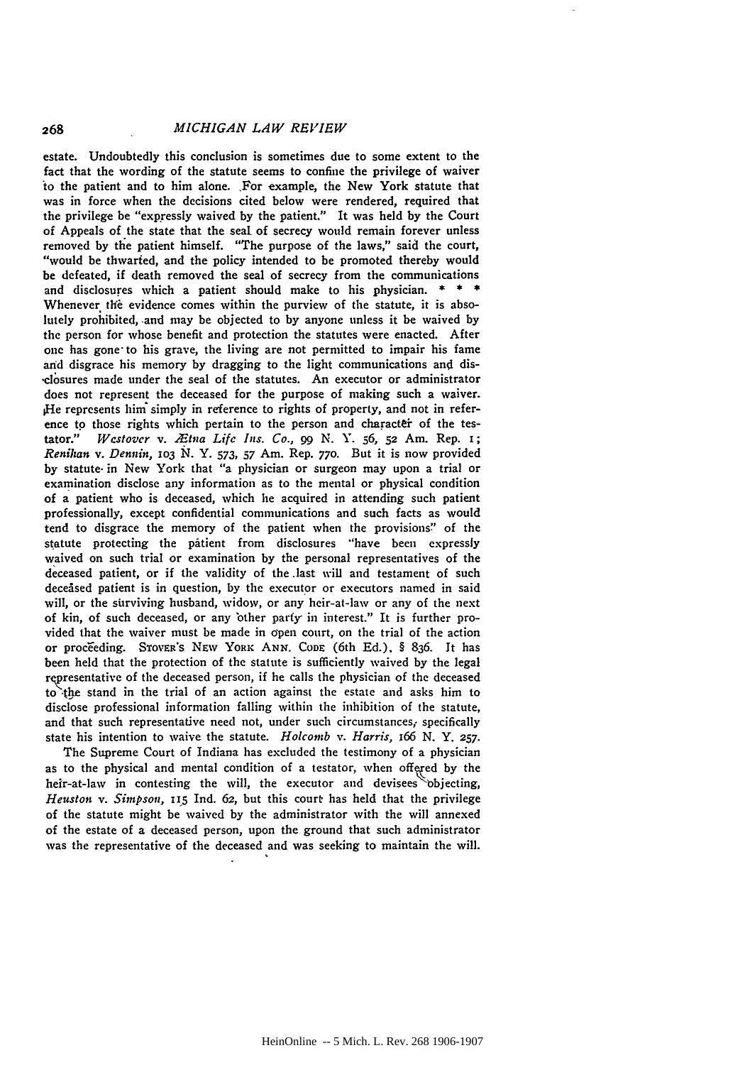estate. Undoubtedly this conclusion is sometimes due to some extent to the fact that the wording of the statute seems to confine the privilege of waiver to the patient and to him alone. For example, the New York statute that was in force when the decisions cited below were rendered, required that the privilege be "expressly waived by the patient." It was held by the Court of Appeals of the state that the seal of secrecy would remain forever unless removed by the patient himself. "The purpose of the laws," said the court, "would be thwarted, and the policy intended to be promoted thereby would be defeated, if death removed the seal of secrecy from the communications and disclosures which a patient should make to his physician. * * * Whenever the evidence comes within the purview of the statute, it is absolutely prohibited, and may be objected to by anyone unless it be waived by the person for whose benefit and protection the statutes were enacted. After one has gone to his grave, the living are not permitted to impair his fame and disgrace his memory by dragging to the light communications and disclosures made under the seal of the statutes. An executor or administrator does not represent the deceased for the purpose of making such a waiver. He represents him simply in reference to rights of property, and not in reference to those rights which pertain to the person and character of the testator." *Westover* v. *Ætna Life Ins. Co.*, 99 N. Y. 56, 52 Am. Rep. 1; *Renihan* v. *Dennin*, 103 N. Y. 573, 57 Am. Rep. 770. But it is now provided by statute in New York that "a physician or surgeon may upon a trial or examination disclose any information as to the mental or physical condition of a patient who is deceased, which he acquired in attending such patient professionally, except confidential communications and such facts as would tend to disgrace the memory of the patient when the provisions" of the statute protecting the patient from disclosures "have been expressly waived on such trial or examination by the personal representatives of the deceased patient, or if the validity of the last will and testament of such deceased patient is in question, by the executor or executors named in said will, or the surviving husband, widow, or any heir-at-law or any of the next of kin, of such deceased, or any other party in interest." It is further provided that the waiver must be made in open court, on the trial of the action or proceeding. STOVER'S NEW YORK ANN. CODE (6th Ed.), § 836. It has been held that the protection of the statute is sufficiently waived by the legal representative of the deceased person, if he calls the physician of the deceased to the stand in the trial of an action against the estate and asks him to disclose professional information falling within the inhibition of the statute, and that such representative need not, under such circumstances, specifically state his intention to waive the statute. *Holcomb* v. *Harris*, 166 N. Y. 257.

The Supreme Court of Indiana has excluded the testimony of a physician as to the physical and mental condition of a testator, when offered by the heir-at-law in contesting the will, the executor and devisees objecting, *Heuston* v. *Simpson*, 115 Ind. 62, but this court has held that the privilege of the statute might be waived by the administrator with the will annexed of the estate of a deceased person, upon the ground that such administrator was the representative of the deceased and was seeking to maintain the will.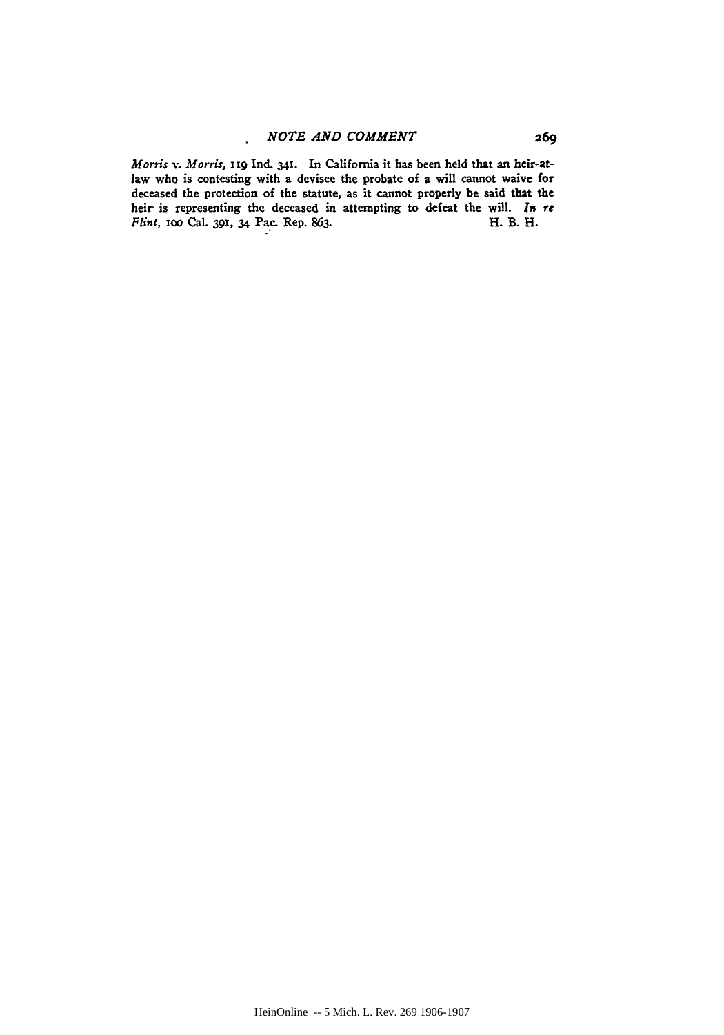*Morris* v. *Morris*, 119 Ind. 341. In California it has been held that an heir-at-law who is contesting with a devisee the probate of a will cannot waive for deceased the protection of the statute, as it cannot properly be said that the heir is representing the deceased in attempting to defeat the will. *In re Flint*, 100 Cal. 391, 34 Pac. Rep. 863. H. B. H.